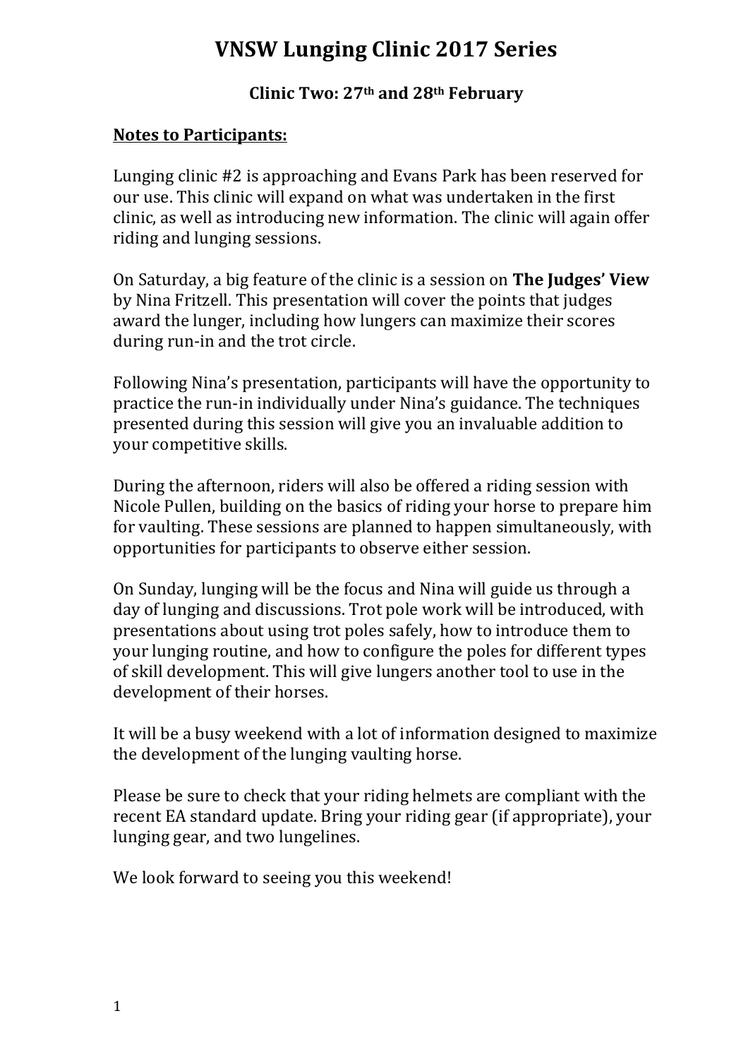# VNSW Lunging Clinic 2017 Series

### Clinic Two: 27th and 28th February

**Notes to Participants:**

Lunging clinic #2 is approaching and Evans Park has been reserved for our use. This clinic will expand on what was undertaken in the first clinic, as well as introducing new information. The clinic will again offer riding and lunging sessions.

On Saturday, a big feature of the clinic is a session on **The Judges' View** by Nina Fritzell. This presentation will cover the points that judges award the lunger, including how lungers can maximize their scores during run-in and the trot circle.

Following Nina's presentation, participants will have the opportunity to practice the run-in individually under Nina's guidance. The techniques presented during this session will give you an invaluable addition to your competitive skills.

During the afternoon, riders will also be offered a riding session with Nicole Pullen, building on the basics of riding your horse to prepare him for vaulting. These sessions are planned to happen simultaneously, with opportunities for participants to observe either session.

On Sunday, lunging will be the focus and Nina will guide us through a day of lunging and discussions. Trot pole work will be introduced, with presentations about using trot poles safely, how to introduce them to your lunging routine, and how to configure the poles for different types of skill development. This will give lungers another tool to use in the development of their horses.

It will be a busy weekend with a lot of information designed to maximize the development of the lunging vaulting horse.

Please be sure to check that your riding helmets are compliant with the recent EA standard update. Bring your riding gear (if appropriate), your lunging gear, and two lungelines.

We look forward to seeing you this weekend!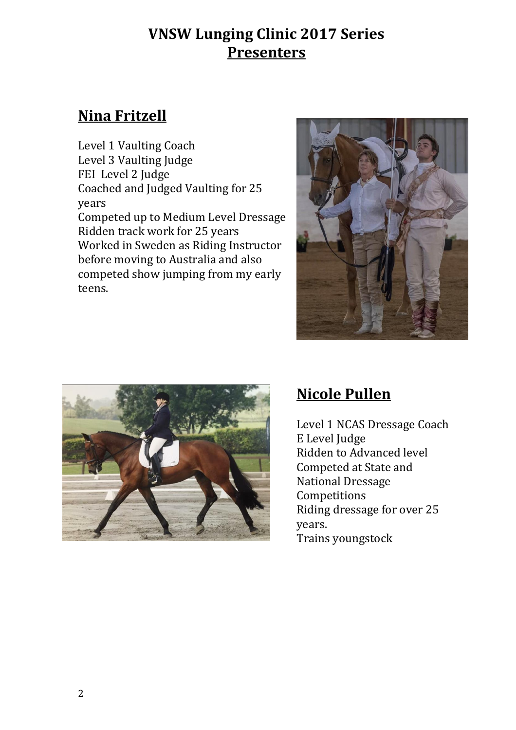# VNSW Lunging Clinic 2017 Series
## Presenters

### Nina Fritzell

Level 1 Vaulting Coach
Level 3 Vaulting Judge
FEI Level 2 Judge
Coached and Judged Vaulting for 25 years
Competed up to Medium Level Dressage
Ridden track work for 25 years
Worked in Sweden as Riding Instructor before moving to Australia and also competed show jumping from my early teens.

### Nicole Pullen

Level 1 NCAS Dressage Coach
E Level Judge
Ridden to Advanced level
Competed at State and National Dressage Competitions
Riding dressage for over 25 years.
Trains youngstock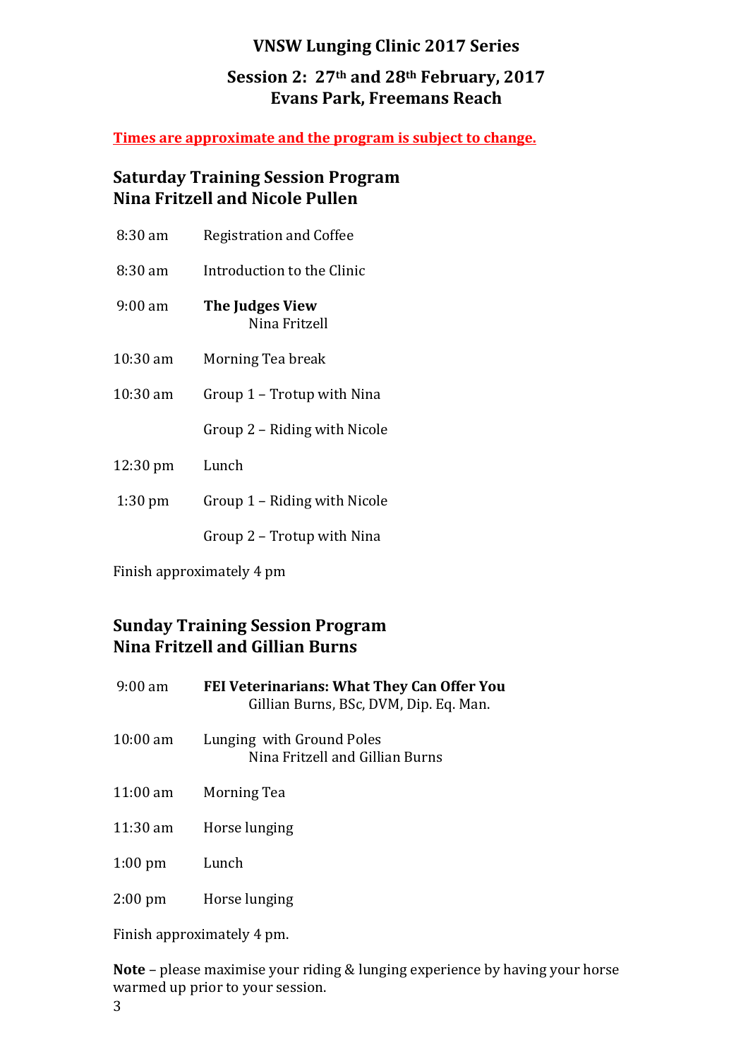## VNSW Lunging Clinic 2017 Series

### Session 2: 27th and 28th February, 2017
### Evans Park, Freemans Reach

**Times are approximate and the program is subject to change.**

### Saturday Training Session Program
### Nina Fritzell and Nicole Pullen

| | |
|---|---|
| 8:30 am | Registration and Coffee |
| 8:30 am | Introduction to the Clinic |
| 9:00 am | **The Judges View**<br>Nina Fritzell |
| 10:30 am | Morning Tea break |
| 10:30 am | Group 1 – Trotup with Nina |
| | Group 2 – Riding with Nicole |
| 12:30 pm | Lunch |
| 1:30 pm | Group 1 – Riding with Nicole |
| | Group 2 – Trotup with Nina |

Finish approximately 4 pm

### Sunday Training Session Program
### Nina Fritzell and Gillian Burns

| | |
|---|---|
| 9:00 am | **FEI Veterinarians: What They Can Offer You**<br>Gillian Burns, BSc, DVM, Dip. Eq. Man. |
| 10:00 am | Lunging with Ground Poles<br>Nina Fritzell and Gillian Burns |
| 11:00 am | Morning Tea |
| 11:30 am | Horse lunging |
| 1:00 pm | Lunch |
| 2:00 pm | Horse lunging |

Finish approximately 4 pm.

**Note** – please maximise your riding & lunging experience by having your horse warmed up prior to your session.